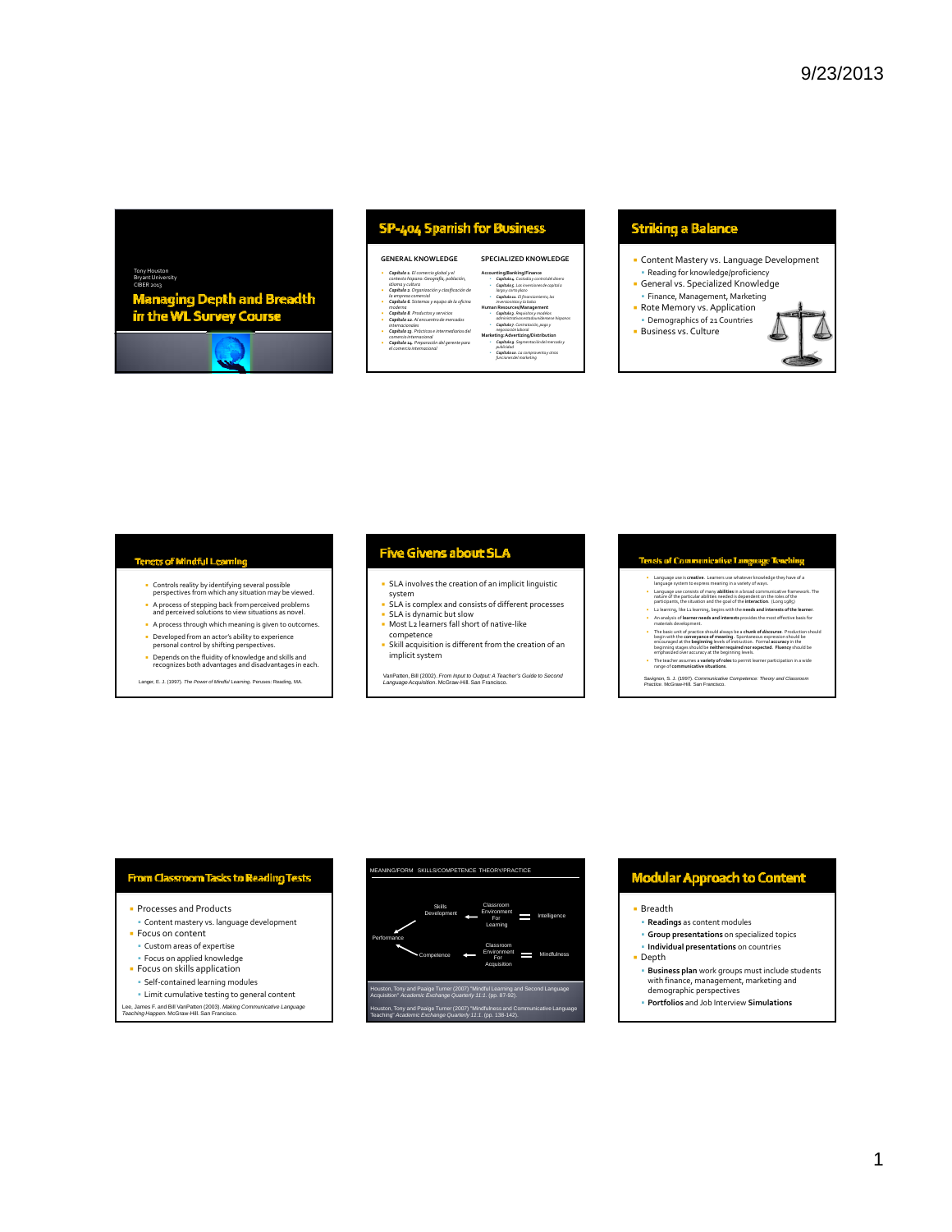## Managing Depth and Breadth in the WL Survey Course

Tony Houston
Bryant University
CIBER 2013

## SP-404 Spanish for Business

**GENERAL KNOWLEDGE**

- *Capítulo 1. El comercio global y el contexto hispano: Geografía, población, idioma y cultura*
- *Capítulo 2. Organización y clasificación de la empresa comercial*
- *Capítulo 6. Sistemas y equipo de la oficina moderna*
- *Capítulo 8. Productos y servicios*
- *Capítulo 12. Al encuentro de mercados internacionales*
- *Capítulo 13. Prácticas e intermediarios del comercio internacional*
- *Capítulo 14. Preparación del gerente para el comercio internacional*

**SPECIALIZED KNOWLEDGE**

Accounting/Banking/Finance
- *Capítulo 4. Custodia y control del dinero*
- *Capítulo 5. Las inversiones de capital a largo y corto plazo*
- *Capítulo 11. El financiamiento, las inversiones y la bolsa*

Human Resources/Management
- *Capítulo 3. Requisitos y modelos administrativos estadounidenses e hispanos*
- *Capítulo 7. Contratación, pago y negociación laboral*

Marketing: Advertising/Distribution
- *Capítulo 9. Segmentación del mercado y publicidad*
- *Capítulo 10. La compraventa y otras funciones del marketing*

## Striking a Balance

- Content Mastery vs. Language Development
  - Reading for knowledge/proficiency
- General vs. Specialized Knowledge
  - Finance, Management, Marketing
- Rote Memory vs. Application
  - Demographics of 21 Countries
- Business vs. Culture

## Tenets of Mindful Learning

- Controls reality by identifying several possible perspectives from which any situation may be viewed.
- A process of stepping back from perceived problems and perceived solutions to view situations as novel.
- A process through which meaning is given to outcomes.
- Developed from an actor's ability to experience personal control by shifting perspectives.
- Depends on the fluidity of knowledge and skills and recognizes both advantages and disadvantages in each.

Langer, E. J. (1997). *The Power of Mindful Learning*. Perseus: Reading, MA.

## Five Givens about SLA

- SLA involves the creation of an implicit linguistic system
- SLA is complex and consists of different processes
- SLA is dynamic but slow
- Most L2 learners fall short of native-like competence
- Skill acquisition is different from the creation of an implicit system

VanPatten, Bill (2002). *From Input to Output: A Teacher's Guide to Second Language Acquisition*. McGraw-Hill. San Francisco.

## Tenets of Communicative Language Teaching

- Language use is **creative**. Learners use whatever knowledge they have of a language system to express meaning in a variety of ways.
- Language use consists of many **abilities** in a broad communicative framework. The nature of the particular abilities needed is dependent on the roles of the participants, the situation and the goal of the **interaction**. (Long 1983)
- L2 learning, like L1 learning, begins with the **needs and interests of the learner**.
- An analysis of **learner needs and interests** provides the most effective basis for materials development.
- The basic unit of practice should always be a **chunk of discourse**. Production should begin with the **conveyance of meaning**. Spontaneous expression should be encouraged at the **beginning** levels of instruction. Formal **accuracy** in the beginning stages should be **neither required nor expected**. **Fluency** should be emphasized over accuracy at the beginning levels.
- The teacher assumes a **variety of roles** to permit learner participation in a wide range of **communicative situations**.

Savignon, S. J. (1997). *Communicative Competence: Theory and Classroom Practice*. McGraw-Hill. San Francisco.

## From Classroom Tasks to Reading Tests

- Processes and Products
  - Content mastery vs. language development
- Focus on content
  - Custom areas of expertise
  - Focus on applied knowledge
- Focus on skills application
  - Self-contained learning modules
  - Limit cumulative testing to general content

Lee, James F. and Bill VanPatten (2003). *Making Communicative Language Teaching Happen*. McGraw-Hill. San Francisco.

## MEANING/FORM SKILLS/COMPETENCE THEORY/PRACTICE

Performance → Skills Development ← Classroom Environment For Learning = Intelligence

Performance → Competence ← Classroom Environment For Acquisition = Mindfulness

Houston, Tony and Paaige Turner (2007) "Mindful Learning and Second Language Acquisition" *Academic Exchange Quarterly 11.1*. (pp. 87-92).

Houston, Tony and Paaige Turner (2007) "Mindfulness and Communicative Language Teaching" *Academic Exchange Quarterly 11.1*. (pp. 138-142).

## Modular Approach to Content

- Breadth
  - **Readings** as content modules
  - **Group presentations** on specialized topics
  - **Individual presentations** on countries
- Depth
  - **Business plan** work groups must include students with finance, management, marketing and demographic perspectives
  - **Portfolios** and Job Interview **Simulations**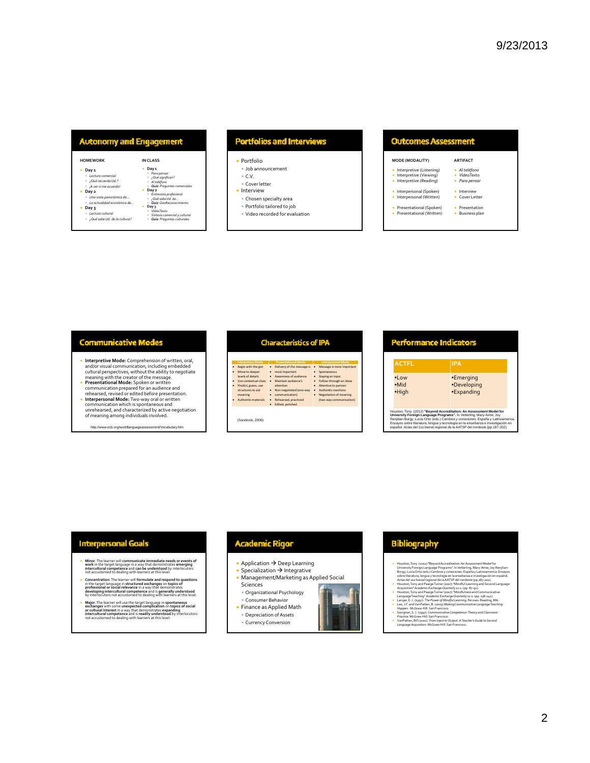## Autonomy and Engagement

**HOMEWORK**

- Day 1
  - *Lectura comercial*
  - *¿Qué recuerda Ud.?*
  - *¡A ver si me acuerdo!*
- Day 2
  - *Una vista panorámica de…*
  - *La actualidad económica de…*
- Day 3
  - *Lectura cultural*
  - *¿Qué sabe Ud. de la cultura?*

**IN CLASS**

- Day 1
  - *Para pensar*
  - *¿Qué significan?*
  - *Al teléfono*
  - ***Quiz:*** *Preguntas comerciales*
- Day 2
  - *Entrevista profesional*
  - *¿Qué sabe Ud. de…*
  - ***Quiz:*** *GeoReconocimiento*
- Day 3
  - *VideoTexto*
  - *Síntesis comercial y cultural*
  - ***Quiz:*** *Preguntas culturales*

## Portfolios and Interviews

- Portfolio
  - Job announcement
  - C.V.
  - Cover letter
- Interview
  - Chosen specialty area
  - Portfolio tailored to job
  - Video recorded for evaluation

## Outcomes Assessment

| MODE (MODALITY) | ARTIFACT |
|---|---|
| Interpretive (Listening) | *Al teléfono* |
| Interpretive (Viewing) | *VideoTexto* |
| Interpretive (Reading) | *Para pensar* |
| Interpersonal (Spoken) | Interview |
| Interpersonal (Written) | Cover Letter |
| Presentational (Spoken) | Presentation |
| Presentational (Written) | Business plan |

## Communicative Modes

- **Interpretive Mode:** Comprehension of written, oral, and/or visual communication, including embedded cultural perspectives, without the ability to negotiate meaning with the creator of the message.
- **Presentational Mode:** Spoken or written communication prepared for an audience and rehearsed, revised or edited before presentation.
- **Interpersonal Mode:** Two-way oral or written communication which is spontaneous and unrehearsed, and characterized by active negotiation of meaning among individuals involved.

http://www.ecb.org/worldlanguageassessment/Vocabulary.htm

## Characteristics of IPA

| Interpretive Mode | Presentational Mode | Interpersonal Mode |
|---|---|---|
| • Begin with the gist<br>• Move to deeper levels of details<br>• Use contextual clues<br>• Predict, guess, use structures to aid meaning<br>• Authentic materials | • Delivery of the message is most important<br>• Awareness of audience<br>• Maintain audience's attention<br>• Non-negotiated (one-way communication)<br>• Rehearsed, practiced<br>• Edited, polished | • Message is most important<br>• Spontaneous<br>• Staying on topic<br>• Follow-through on ideas<br>• Attentive to partner<br>• Authentic reactions<br>• Negotiation of meaning (two-way communication) |

(Sandrock, 2008)

## Performance Indicators

| ACTFL | IPA |
|---|---|
| •Low<br>•Mid<br>•High | •Emerging<br>•Developing<br>•Expanding |

Houston, Tony (2012) **"Beyond Accreditation: An Assessment Model for University Foreign Language Programs".** In Vetterling, Mary-Anne; Joy Renjilian-Burgy; Lucía Ortiz (eds.) Cambios y conexiones: España y Latinoamerica. Ensayos sobre literatura, lengua y tecnología en la enseñanza e investigación en español. Actas del 11o bienal regional de la AATSP del nordeste (pp.187-202).

## Interpersonal Goals

- **Minor**. The learner will **communicate immediate needs or events of work** in the target language in a way that demonstrates **emerging intercultural competence** and **can be understood** by interlocutors not accustomed to dealing with learners at this level.
- **Concentration**. The learner will **formulate and respond to questions** in the target language in **structured exchanges** on **topics of professional or social relevance** in a way that demonstrates **developing intercultural competence** and is **generally understood** by interlocutors not accustomed to dealing with learners at this level.
- **Major**. The learner will use the target language in **spontaneous exchanges** with some **unexpected complication** on **topics of social or cultural interest** in a way that demonstrates **expanding intercultural competence** and is **readily understood** by interlocutors not accustomed to dealing with learners at this level.

## Academic Rigor

- Application → Deep Learning
- Specialization → Integrative
- Management/Marketing as Applied Social Sciences
  - Organizational Psychology
  - Consumer Behavior
- Finance as Applied Math
  - Depreciation of Assets
  - Currency Conversion

## Bibliography

- Houston, Tony (2012) "Beyond Accreditation: An Assessment Model for University Foreign Language Programs". In Vetterling, Mary-Anne; Joy Renjilian-Burgy; Lucía Ortiz (eds.) Cambios y conexiones: España y Latinoamerica. Ensayos sobre literatura, lengua y tecnología en la enseñanza e investigación en español. Actas del 11o bienal regional de la AATSP del nordeste (pp.187-202).
- Houston, Tony and Paaige Turner (2007) "Mindful Learning and Second Language Acquisition" *Academic Exchange Quarterly* 11:2. (pp. 87-92).
- Houston, Tony and Paaige Turner (2007) "Mindfulness and Communicative Language Teaching" *Academic Exchange Quarterly* 11:1. (pp. 138-142).
- Langer, E. J. (1997). *The Power of Mindful Learning*. Perseus: Reading, MA.
- Lee, J.F. and VanPatten, B. (2003) *Making Communicative Language Teaching Happen*. McGraw-Hill. San Francisco.
- Savignon, S. J. (1997). *Communicative Competence: Theory and Classroom Practice*. McGraw-Hill. San Francisco.
- VanPatten, Bill (2002). *From Input to Output: A Teacher's Guide to Second Language Acquisition*. McGraw-Hill. San Francisco.